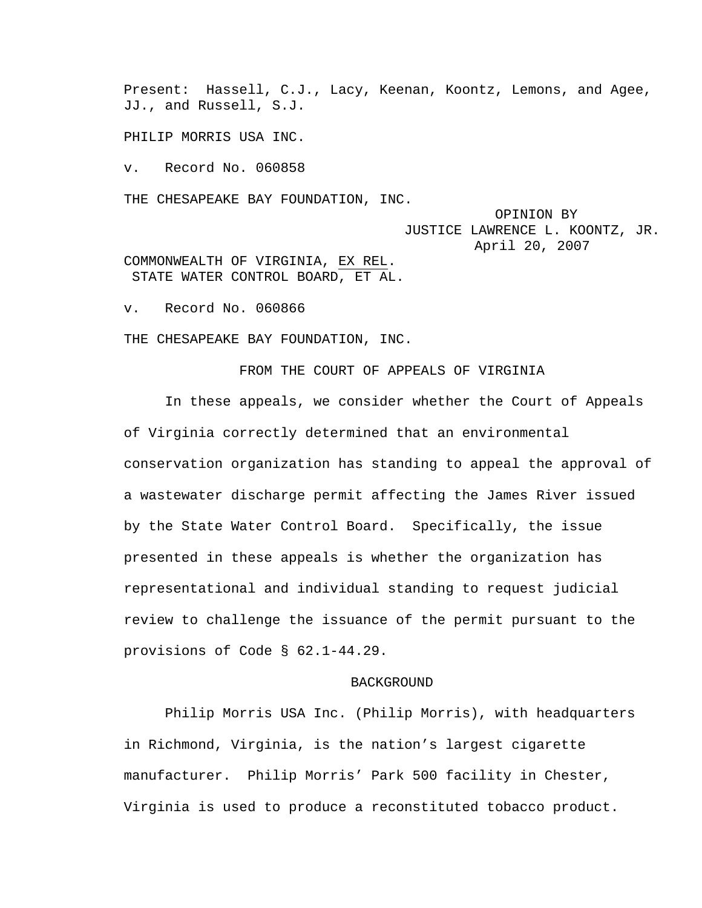Present: Hassell, C.J., Lacy, Keenan, Koontz, Lemons, and Agee, JJ., and Russell, S.J.

PHILIP MORRIS USA INC.

v. Record No. 060858

THE CHESAPEAKE BAY FOUNDATION, INC.

OPINION BY
JUSTICE LAWRENCE L. KOONTZ, JR.
April 20, 2007

COMMONWEALTH OF VIRGINIA, EX REL.
STATE WATER CONTROL BOARD, ET AL.

v. Record No. 060866

THE CHESAPEAKE BAY FOUNDATION, INC.

FROM THE COURT OF APPEALS OF VIRGINIA

In these appeals, we consider whether the Court of Appeals of Virginia correctly determined that an environmental conservation organization has standing to appeal the approval of a wastewater discharge permit affecting the James River issued by the State Water Control Board. Specifically, the issue presented in these appeals is whether the organization has representational and individual standing to request judicial review to challenge the issuance of the permit pursuant to the provisions of Code § 62.1-44.29.

## BACKGROUND

Philip Morris USA Inc. (Philip Morris), with headquarters in Richmond, Virginia, is the nation's largest cigarette manufacturer. Philip Morris' Park 500 facility in Chester, Virginia is used to produce a reconstituted tobacco product.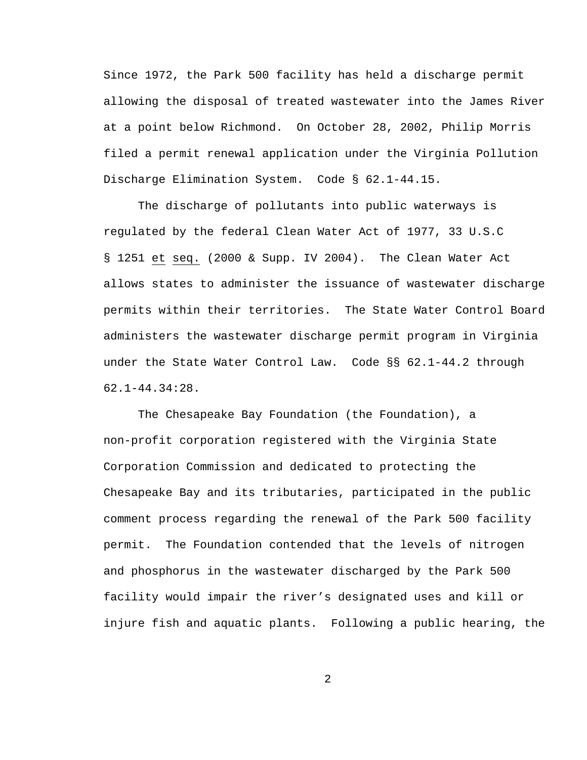Since 1972, the Park 500 facility has held a discharge permit allowing the disposal of treated wastewater into the James River at a point below Richmond. On October 28, 2002, Philip Morris filed a permit renewal application under the Virginia Pollution Discharge Elimination System. Code § 62.1-44.15.

The discharge of pollutants into public waterways is regulated by the federal Clean Water Act of 1977, 33 U.S.C § 1251 et seq. (2000 & Supp. IV 2004). The Clean Water Act allows states to administer the issuance of wastewater discharge permits within their territories. The State Water Control Board administers the wastewater discharge permit program in Virginia under the State Water Control Law. Code §§ 62.1-44.2 through 62.1-44.34:28.

The Chesapeake Bay Foundation (the Foundation), a non-profit corporation registered with the Virginia State Corporation Commission and dedicated to protecting the Chesapeake Bay and its tributaries, participated in the public comment process regarding the renewal of the Park 500 facility permit. The Foundation contended that the levels of nitrogen and phosphorus in the wastewater discharged by the Park 500 facility would impair the river's designated uses and kill or injure fish and aquatic plants. Following a public hearing, the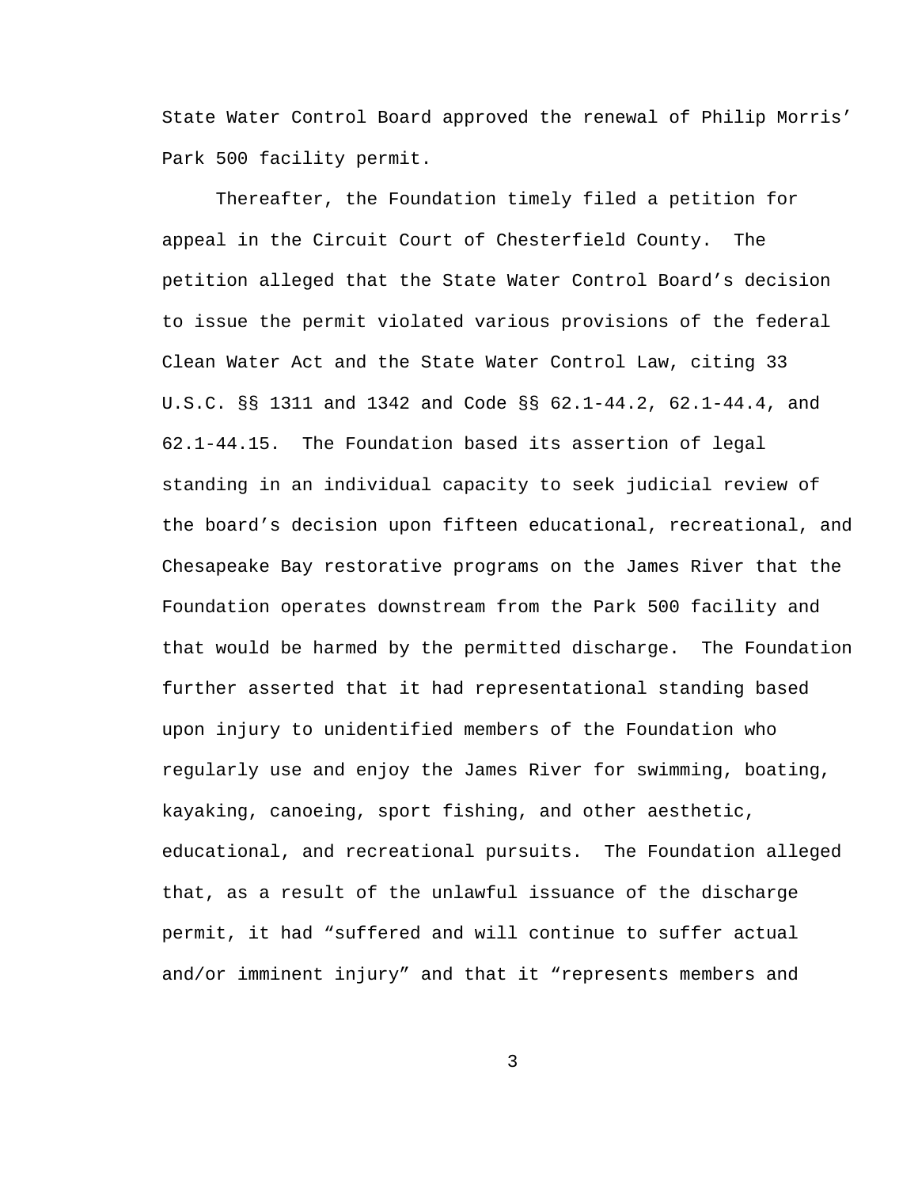State Water Control Board approved the renewal of Philip Morris' Park 500 facility permit.

Thereafter, the Foundation timely filed a petition for appeal in the Circuit Court of Chesterfield County. The petition alleged that the State Water Control Board's decision to issue the permit violated various provisions of the federal Clean Water Act and the State Water Control Law, citing 33 U.S.C. §§ 1311 and 1342 and Code §§ 62.1-44.2, 62.1-44.4, and 62.1-44.15. The Foundation based its assertion of legal standing in an individual capacity to seek judicial review of the board's decision upon fifteen educational, recreational, and Chesapeake Bay restorative programs on the James River that the Foundation operates downstream from the Park 500 facility and that would be harmed by the permitted discharge. The Foundation further asserted that it had representational standing based upon injury to unidentified members of the Foundation who regularly use and enjoy the James River for swimming, boating, kayaking, canoeing, sport fishing, and other aesthetic, educational, and recreational pursuits. The Foundation alleged that, as a result of the unlawful issuance of the discharge permit, it had "suffered and will continue to suffer actual and/or imminent injury" and that it "represents members and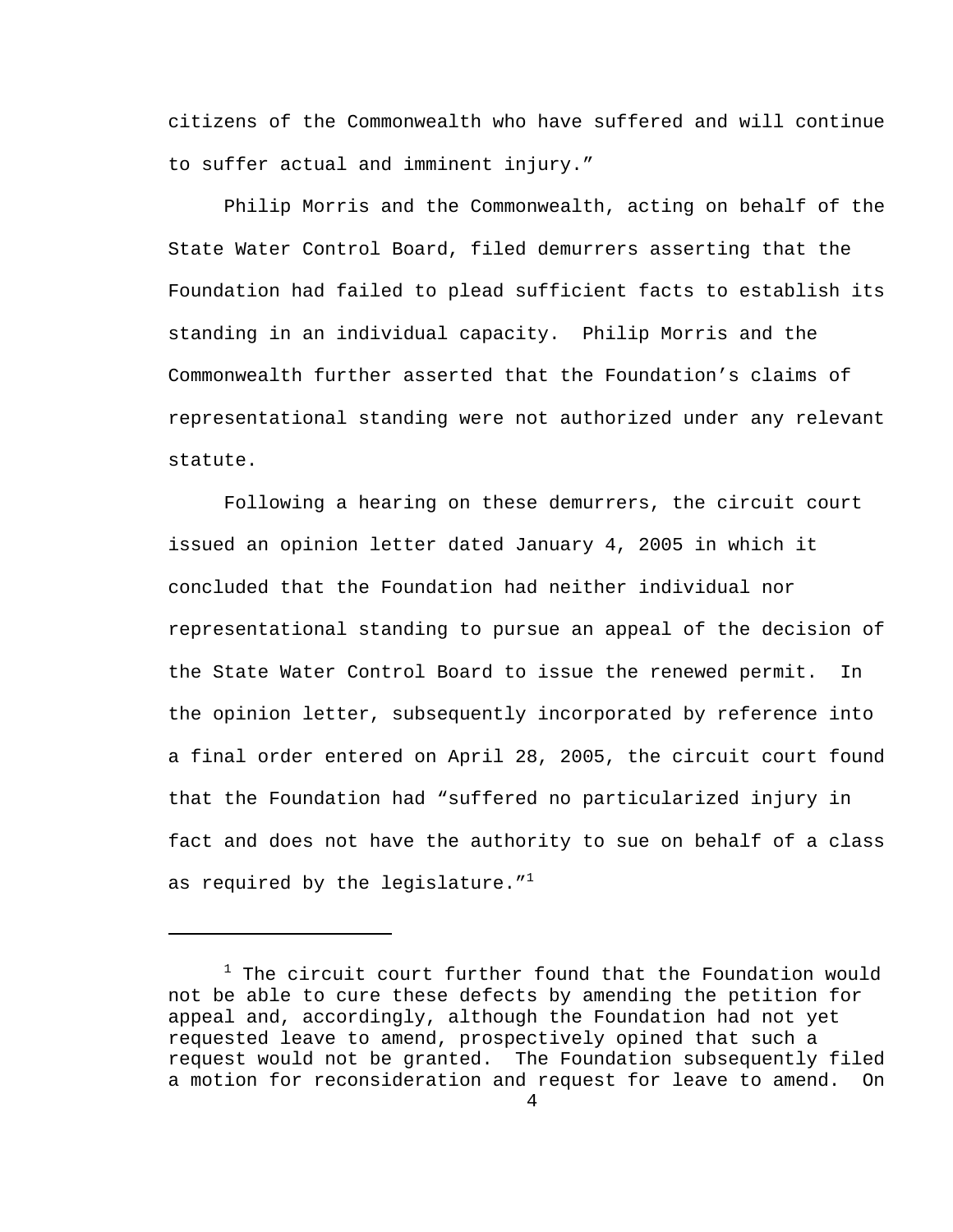citizens of the Commonwealth who have suffered and will continue to suffer actual and imminent injury."

Philip Morris and the Commonwealth, acting on behalf of the State Water Control Board, filed demurrers asserting that the Foundation had failed to plead sufficient facts to establish its standing in an individual capacity. Philip Morris and the Commonwealth further asserted that the Foundation's claims of representational standing were not authorized under any relevant statute.

Following a hearing on these demurrers, the circuit court issued an opinion letter dated January 4, 2005 in which it concluded that the Foundation had neither individual nor representational standing to pursue an appeal of the decision of the State Water Control Board to issue the renewed permit. In the opinion letter, subsequently incorporated by reference into a final order entered on April 28, 2005, the circuit court found that the Foundation had "suffered no particularized injury in fact and does not have the authority to sue on behalf of a class as required by the legislature."[1]

---

[1] The circuit court further found that the Foundation would not be able to cure these defects by amending the petition for appeal and, accordingly, although the Foundation had not yet requested leave to amend, prospectively opined that such a request would not be granted. The Foundation subsequently filed a motion for reconsideration and request for leave to amend. On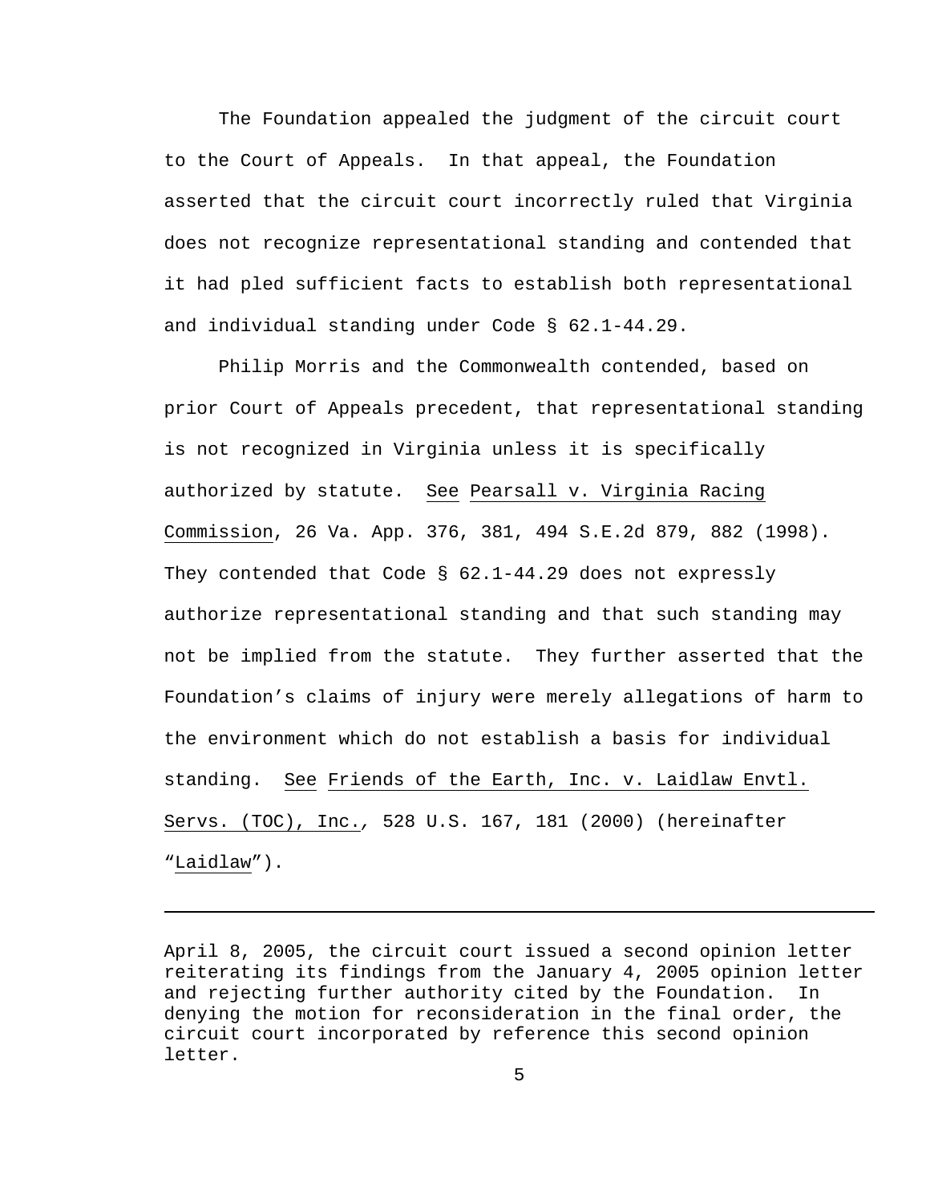The Foundation appealed the judgment of the circuit court to the Court of Appeals. In that appeal, the Foundation asserted that the circuit court incorrectly ruled that Virginia does not recognize representational standing and contended that it had pled sufficient facts to establish both representational and individual standing under Code § 62.1-44.29.

Philip Morris and the Commonwealth contended, based on prior Court of Appeals precedent, that representational standing is not recognized in Virginia unless it is specifically authorized by statute. See Pearsall v. Virginia Racing Commission, 26 Va. App. 376, 381, 494 S.E.2d 879, 882 (1998). They contended that Code § 62.1-44.29 does not expressly authorize representational standing and that such standing may not be implied from the statute. They further asserted that the Foundation's claims of injury were merely allegations of harm to the environment which do not establish a basis for individual standing. See Friends of the Earth, Inc. v. Laidlaw Envtl. Servs. (TOC), Inc., 528 U.S. 167, 181 (2000) (hereinafter "Laidlaw").

---

April 8, 2005, the circuit court issued a second opinion letter reiterating its findings from the January 4, 2005 opinion letter and rejecting further authority cited by the Foundation. In denying the motion for reconsideration in the final order, the circuit court incorporated by reference this second opinion letter.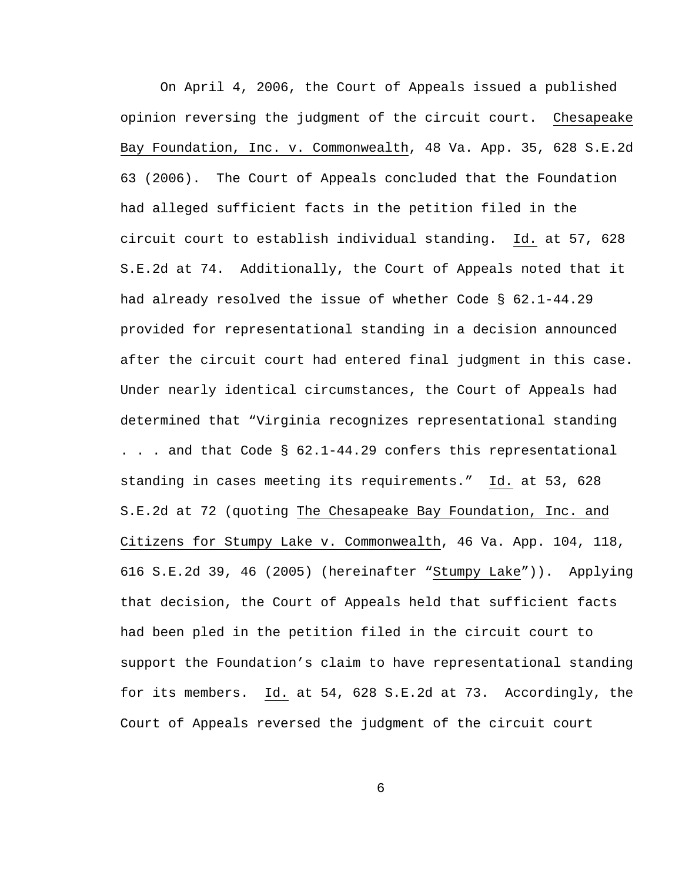On April 4, 2006, the Court of Appeals issued a published opinion reversing the judgment of the circuit court. Chesapeake Bay Foundation, Inc. v. Commonwealth, 48 Va. App. 35, 628 S.E.2d 63 (2006). The Court of Appeals concluded that the Foundation had alleged sufficient facts in the petition filed in the circuit court to establish individual standing. Id. at 57, 628 S.E.2d at 74. Additionally, the Court of Appeals noted that it had already resolved the issue of whether Code § 62.1-44.29 provided for representational standing in a decision announced after the circuit court had entered final judgment in this case. Under nearly identical circumstances, the Court of Appeals had determined that "Virginia recognizes representational standing . . . and that Code § 62.1-44.29 confers this representational standing in cases meeting its requirements." Id. at 53, 628 S.E.2d at 72 (quoting The Chesapeake Bay Foundation, Inc. and Citizens for Stumpy Lake v. Commonwealth, 46 Va. App. 104, 118, 616 S.E.2d 39, 46 (2005) (hereinafter "Stumpy Lake")). Applying that decision, the Court of Appeals held that sufficient facts had been pled in the petition filed in the circuit court to support the Foundation's claim to have representational standing for its members. Id. at 54, 628 S.E.2d at 73. Accordingly, the Court of Appeals reversed the judgment of the circuit court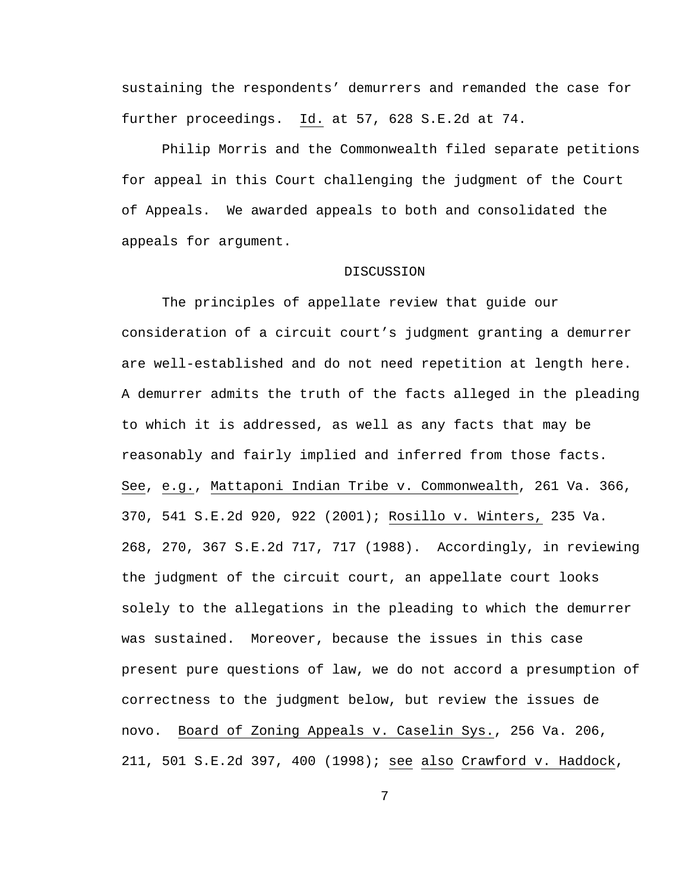sustaining the respondents' demurrers and remanded the case for further proceedings. Id. at 57, 628 S.E.2d at 74.

Philip Morris and the Commonwealth filed separate petitions for appeal in this Court challenging the judgment of the Court of Appeals. We awarded appeals to both and consolidated the appeals for argument.

## DISCUSSION

The principles of appellate review that guide our consideration of a circuit court's judgment granting a demurrer are well-established and do not need repetition at length here. A demurrer admits the truth of the facts alleged in the pleading to which it is addressed, as well as any facts that may be reasonably and fairly implied and inferred from those facts. See, e.g., Mattaponi Indian Tribe v. Commonwealth, 261 Va. 366, 370, 541 S.E.2d 920, 922 (2001); Rosillo v. Winters, 235 Va. 268, 270, 367 S.E.2d 717, 717 (1988). Accordingly, in reviewing the judgment of the circuit court, an appellate court looks solely to the allegations in the pleading to which the demurrer was sustained. Moreover, because the issues in this case present pure questions of law, we do not accord a presumption of correctness to the judgment below, but review the issues de novo. Board of Zoning Appeals v. Caselin Sys., 256 Va. 206, 211, 501 S.E.2d 397, 400 (1998); see also Crawford v. Haddock,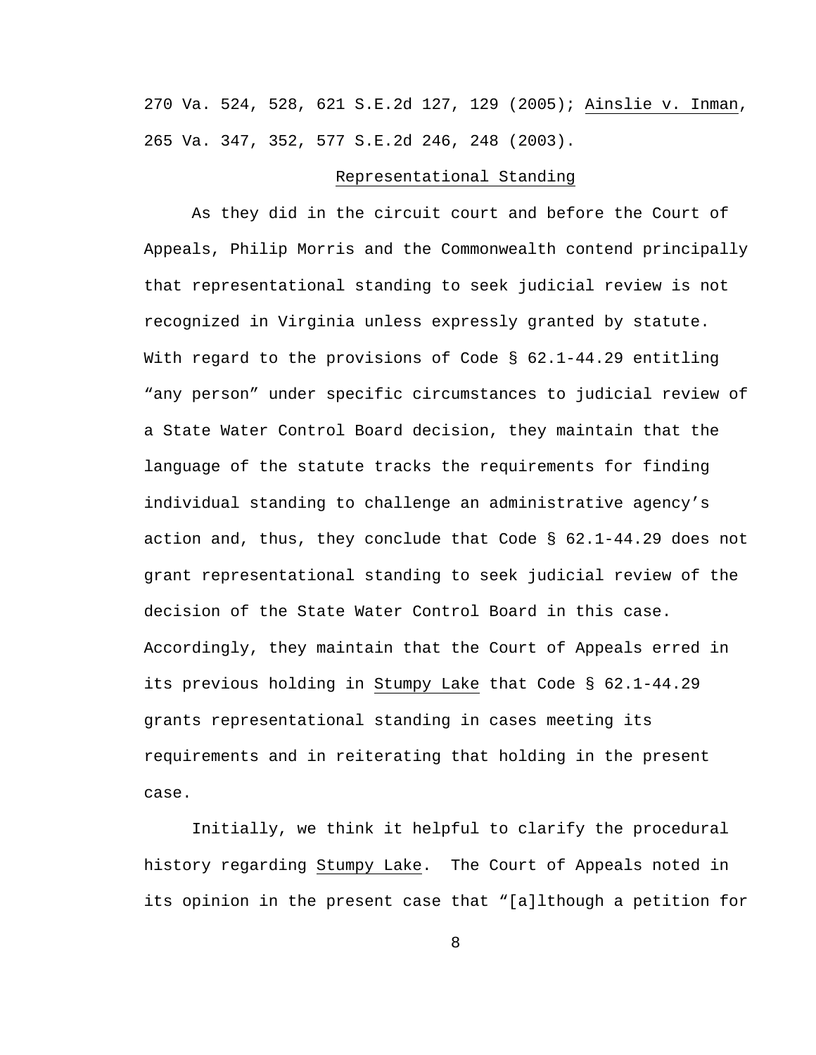270 Va. 524, 528, 621 S.E.2d 127, 129 (2005); Ainslie v. Inman, 265 Va. 347, 352, 577 S.E.2d 246, 248 (2003).

## Representational Standing

As they did in the circuit court and before the Court of Appeals, Philip Morris and the Commonwealth contend principally that representational standing to seek judicial review is not recognized in Virginia unless expressly granted by statute. With regard to the provisions of Code § 62.1-44.29 entitling "any person" under specific circumstances to judicial review of a State Water Control Board decision, they maintain that the language of the statute tracks the requirements for finding individual standing to challenge an administrative agency's action and, thus, they conclude that Code § 62.1-44.29 does not grant representational standing to seek judicial review of the decision of the State Water Control Board in this case. Accordingly, they maintain that the Court of Appeals erred in its previous holding in Stumpy Lake that Code § 62.1-44.29 grants representational standing in cases meeting its requirements and in reiterating that holding in the present case.

Initially, we think it helpful to clarify the procedural history regarding Stumpy Lake. The Court of Appeals noted in its opinion in the present case that "[a]lthough a petition for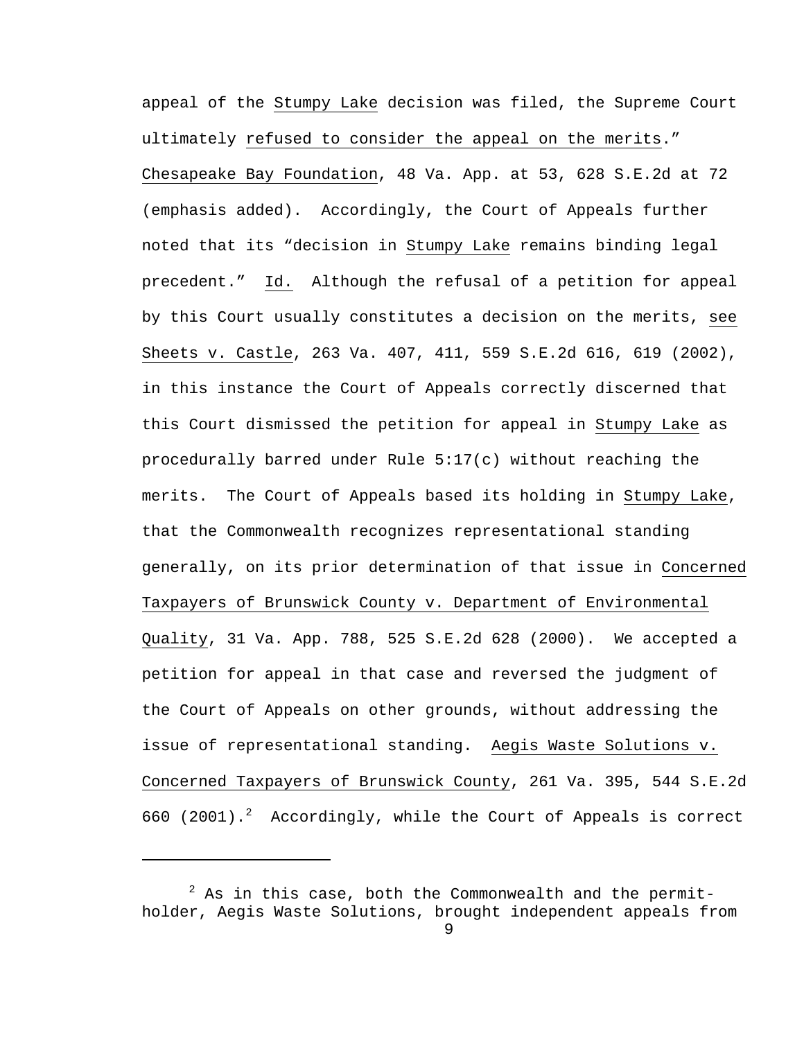appeal of the Stumpy Lake decision was filed, the Supreme Court ultimately refused to consider the appeal on the merits." Chesapeake Bay Foundation, 48 Va. App. at 53, 628 S.E.2d at 72 (emphasis added). Accordingly, the Court of Appeals further noted that its "decision in Stumpy Lake remains binding legal precedent." Id. Although the refusal of a petition for appeal by this Court usually constitutes a decision on the merits, see Sheets v. Castle, 263 Va. 407, 411, 559 S.E.2d 616, 619 (2002), in this instance the Court of Appeals correctly discerned that this Court dismissed the petition for appeal in Stumpy Lake as procedurally barred under Rule 5:17(c) without reaching the merits. The Court of Appeals based its holding in Stumpy Lake, that the Commonwealth recognizes representational standing generally, on its prior determination of that issue in Concerned Taxpayers of Brunswick County v. Department of Environmental Quality, 31 Va. App. 788, 525 S.E.2d 628 (2000). We accepted a petition for appeal in that case and reversed the judgment of the Court of Appeals on other grounds, without addressing the issue of representational standing. Aegis Waste Solutions v. Concerned Taxpayers of Brunswick County, 261 Va. 395, 544 S.E.2d 660 (2001).[2] Accordingly, while the Court of Appeals is correct

---

[2] As in this case, both the Commonwealth and the permit-holder, Aegis Waste Solutions, brought independent appeals from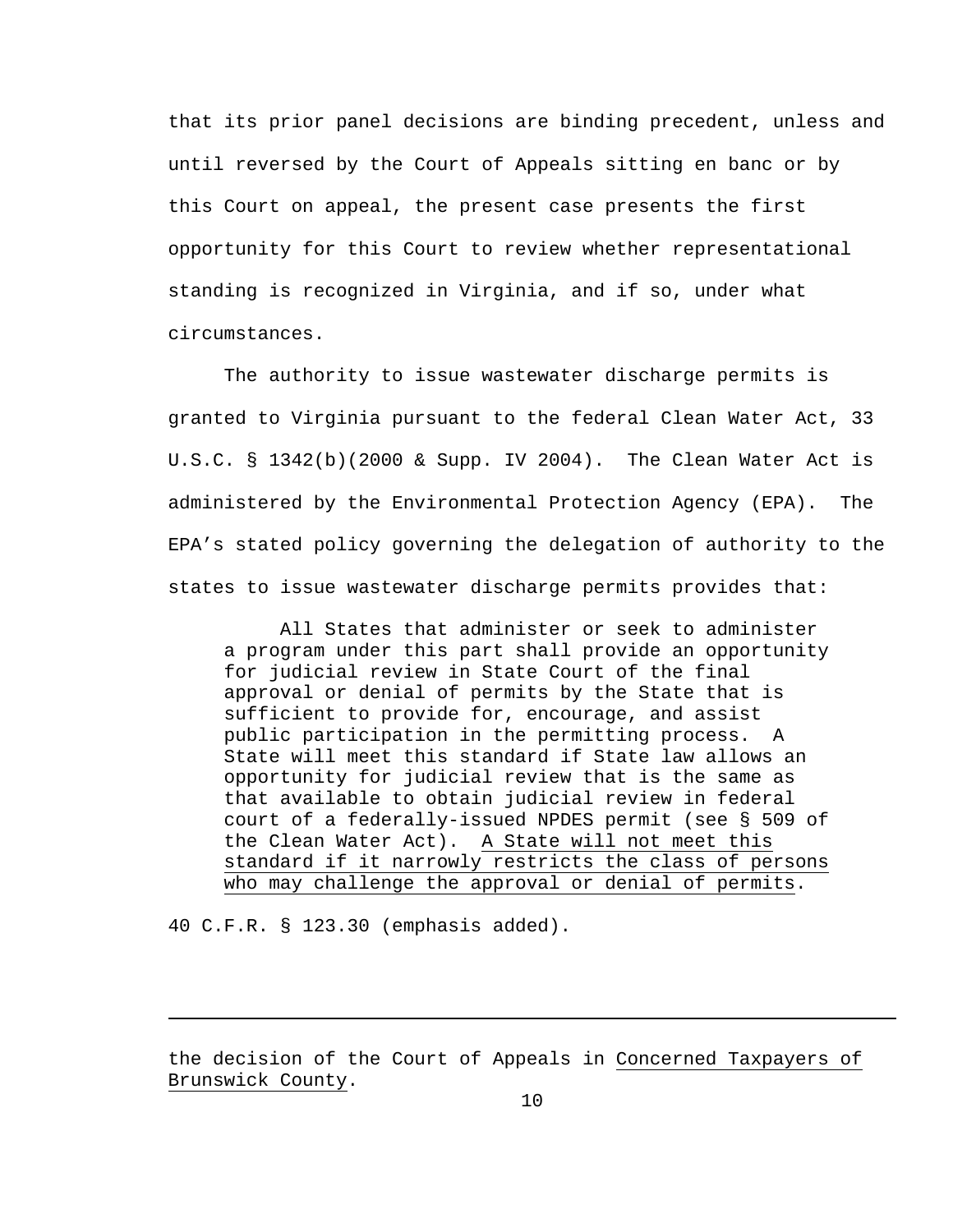that its prior panel decisions are binding precedent, unless and until reversed by the Court of Appeals sitting en banc or by this Court on appeal, the present case presents the first opportunity for this Court to review whether representational standing is recognized in Virginia, and if so, under what circumstances.

The authority to issue wastewater discharge permits is granted to Virginia pursuant to the federal Clean Water Act, 33 U.S.C. § 1342(b)(2000 & Supp. IV 2004). The Clean Water Act is administered by the Environmental Protection Agency (EPA). The EPA's stated policy governing the delegation of authority to the states to issue wastewater discharge permits provides that:

> All States that administer or seek to administer a program under this part shall provide an opportunity for judicial review in State Court of the final approval or denial of permits by the State that is sufficient to provide for, encourage, and assist public participation in the permitting process. A State will meet this standard if State law allows an opportunity for judicial review that is the same as that available to obtain judicial review in federal court of a federally-issued NPDES permit (see § 509 of the Clean Water Act). <u>A State will not meet this standard if it narrowly restricts the class of persons who may challenge the approval or denial of permits</u>.

40 C.F.R. § 123.30 (emphasis added).

---

the decision of the Court of Appeals in <u>Concerned Taxpayers of Brunswick County</u>.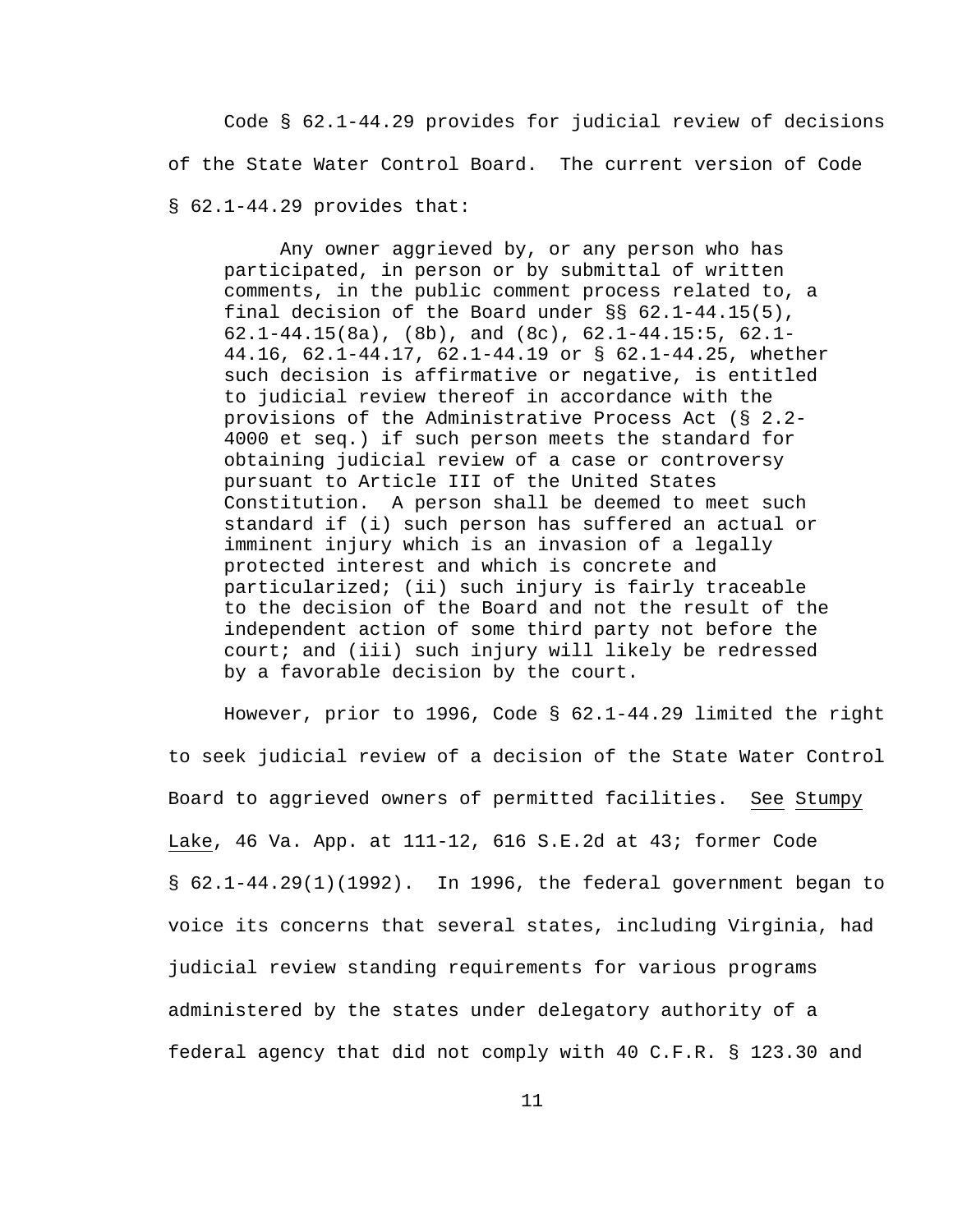Code § 62.1-44.29 provides for judicial review of decisions of the State Water Control Board. The current version of Code § 62.1-44.29 provides that:

> Any owner aggrieved by, or any person who has participated, in person or by submittal of written comments, in the public comment process related to, a final decision of the Board under §§ 62.1-44.15(5), 62.1-44.15(8a), (8b), and (8c), 62.1-44.15:5, 62.1-44.16, 62.1-44.17, 62.1-44.19 or § 62.1-44.25, whether such decision is affirmative or negative, is entitled to judicial review thereof in accordance with the provisions of the Administrative Process Act (§ 2.2-4000 et seq.) if such person meets the standard for obtaining judicial review of a case or controversy pursuant to Article III of the United States Constitution. A person shall be deemed to meet such standard if (i) such person has suffered an actual or imminent injury which is an invasion of a legally protected interest and which is concrete and particularized; (ii) such injury is fairly traceable to the decision of the Board and not the result of the independent action of some third party not before the court; and (iii) such injury will likely be redressed by a favorable decision by the court.

However, prior to 1996, Code § 62.1-44.29 limited the right to seek judicial review of a decision of the State Water Control Board to aggrieved owners of permitted facilities. See Stumpy Lake, 46 Va. App. at 111-12, 616 S.E.2d at 43; former Code § 62.1-44.29(1)(1992). In 1996, the federal government began to voice its concerns that several states, including Virginia, had judicial review standing requirements for various programs administered by the states under delegatory authority of a federal agency that did not comply with 40 C.F.R. § 123.30 and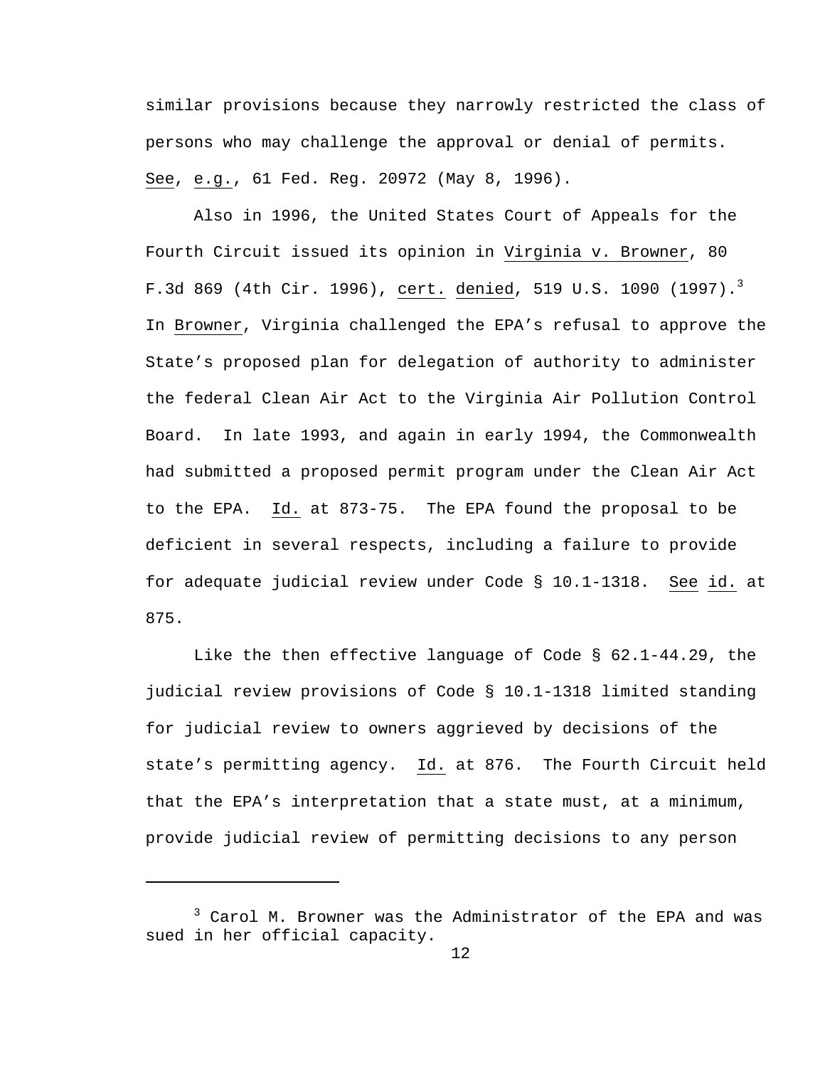similar provisions because they narrowly restricted the class of persons who may challenge the approval or denial of permits. See, e.g., 61 Fed. Reg. 20972 (May 8, 1996).

Also in 1996, the United States Court of Appeals for the Fourth Circuit issued its opinion in Virginia v. Browner, 80 F.3d 869 (4th Cir. 1996), cert. denied, 519 U.S. 1090 (1997).[3] In Browner, Virginia challenged the EPA's refusal to approve the State's proposed plan for delegation of authority to administer the federal Clean Air Act to the Virginia Air Pollution Control Board. In late 1993, and again in early 1994, the Commonwealth had submitted a proposed permit program under the Clean Air Act to the EPA. Id. at 873-75. The EPA found the proposal to be deficient in several respects, including a failure to provide for adequate judicial review under Code § 10.1-1318. See id. at 875.

Like the then effective language of Code § 62.1-44.29, the judicial review provisions of Code § 10.1-1318 limited standing for judicial review to owners aggrieved by decisions of the state's permitting agency. Id. at 876. The Fourth Circuit held that the EPA's interpretation that a state must, at a minimum, provide judicial review of permitting decisions to any person

---

[3] Carol M. Browner was the Administrator of the EPA and was sued in her official capacity.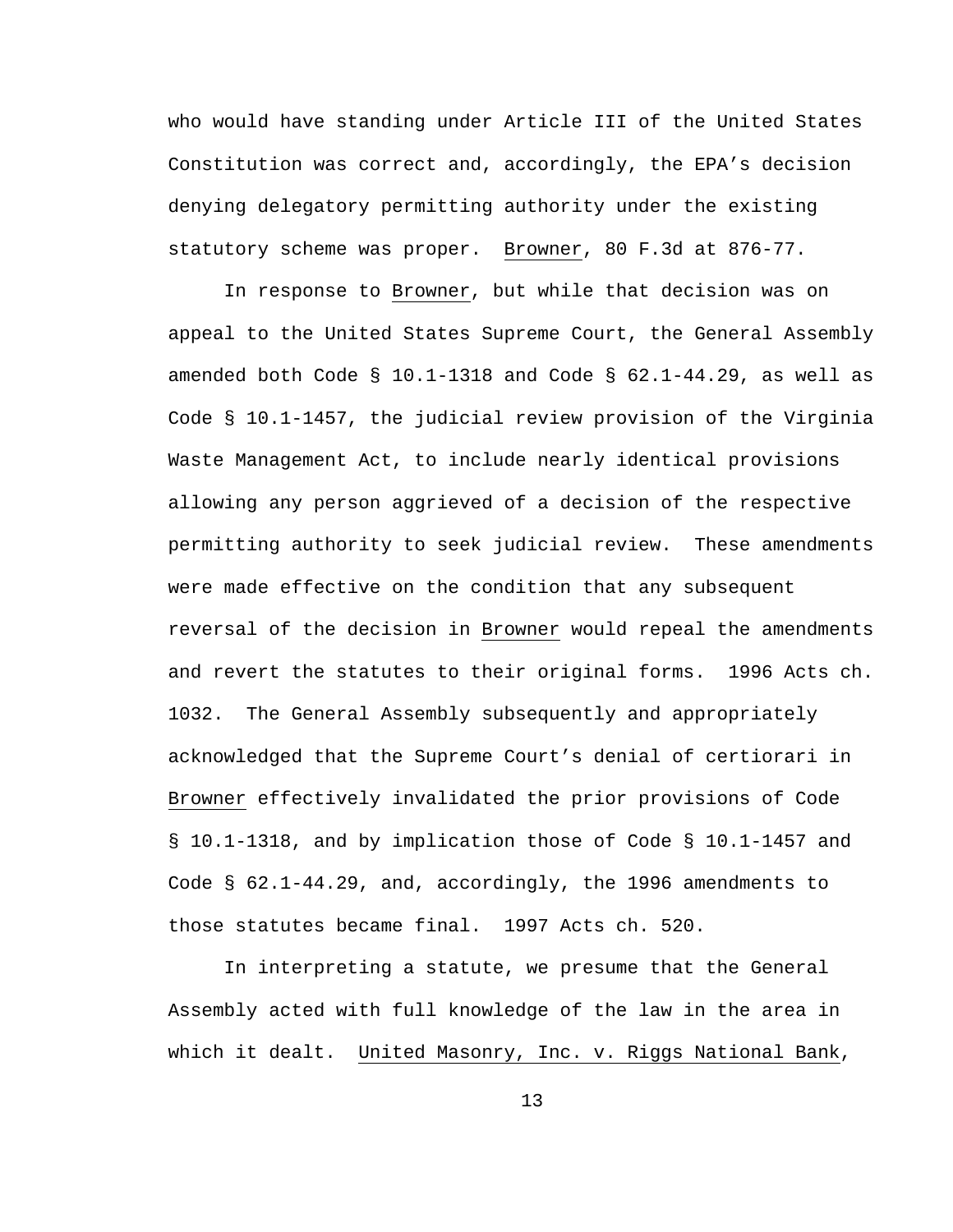who would have standing under Article III of the United States Constitution was correct and, accordingly, the EPA's decision denying delegatory permitting authority under the existing statutory scheme was proper. Browner, 80 F.3d at 876-77.

In response to Browner, but while that decision was on appeal to the United States Supreme Court, the General Assembly amended both Code § 10.1-1318 and Code § 62.1-44.29, as well as Code § 10.1-1457, the judicial review provision of the Virginia Waste Management Act, to include nearly identical provisions allowing any person aggrieved of a decision of the respective permitting authority to seek judicial review. These amendments were made effective on the condition that any subsequent reversal of the decision in Browner would repeal the amendments and revert the statutes to their original forms. 1996 Acts ch. 1032. The General Assembly subsequently and appropriately acknowledged that the Supreme Court's denial of certiorari in Browner effectively invalidated the prior provisions of Code § 10.1-1318, and by implication those of Code § 10.1-1457 and Code § 62.1-44.29, and, accordingly, the 1996 amendments to those statutes became final. 1997 Acts ch. 520.

In interpreting a statute, we presume that the General Assembly acted with full knowledge of the law in the area in which it dealt. United Masonry, Inc. v. Riggs National Bank,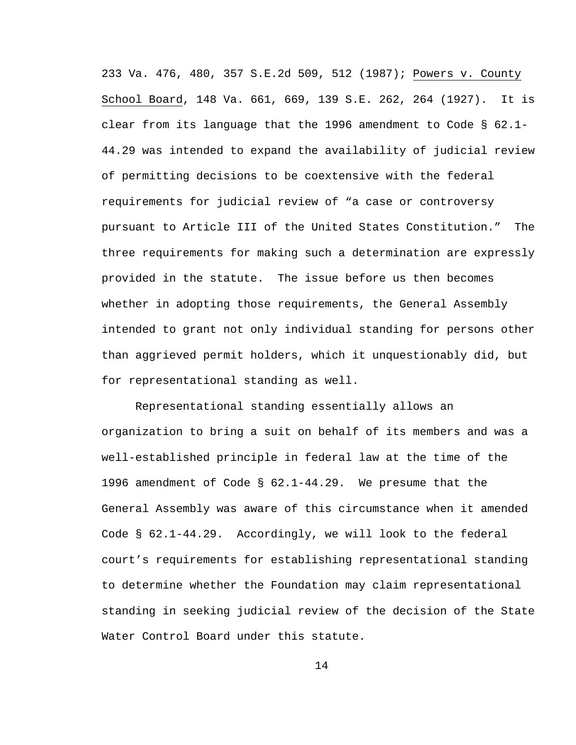233 Va. 476, 480, 357 S.E.2d 509, 512 (1987); Powers v. County School Board, 148 Va. 661, 669, 139 S.E. 262, 264 (1927). It is clear from its language that the 1996 amendment to Code § 62.1-44.29 was intended to expand the availability of judicial review of permitting decisions to be coextensive with the federal requirements for judicial review of "a case or controversy pursuant to Article III of the United States Constitution." The three requirements for making such a determination are expressly provided in the statute. The issue before us then becomes whether in adopting those requirements, the General Assembly intended to grant not only individual standing for persons other than aggrieved permit holders, which it unquestionably did, but for representational standing as well.

Representational standing essentially allows an organization to bring a suit on behalf of its members and was a well-established principle in federal law at the time of the 1996 amendment of Code § 62.1-44.29. We presume that the General Assembly was aware of this circumstance when it amended Code § 62.1-44.29. Accordingly, we will look to the federal court's requirements for establishing representational standing to determine whether the Foundation may claim representational standing in seeking judicial review of the decision of the State Water Control Board under this statute.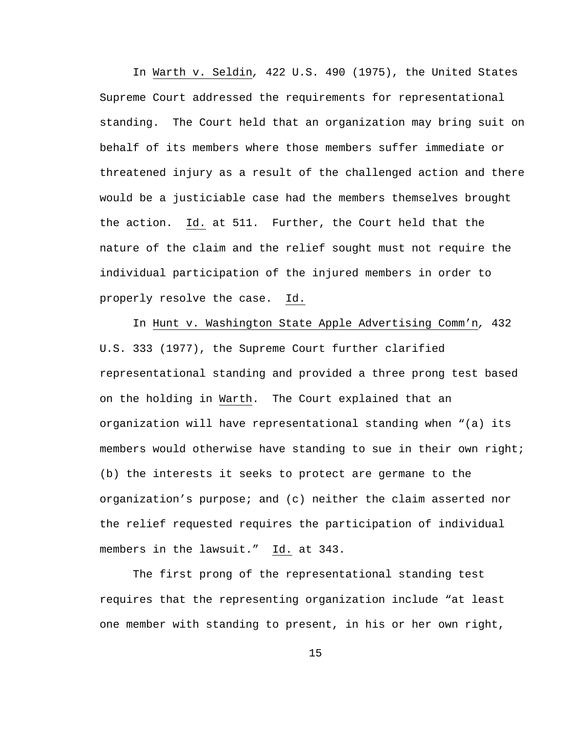In Warth v. Seldin, 422 U.S. 490 (1975), the United States Supreme Court addressed the requirements for representational standing. The Court held that an organization may bring suit on behalf of its members where those members suffer immediate or threatened injury as a result of the challenged action and there would be a justiciable case had the members themselves brought the action. Id. at 511. Further, the Court held that the nature of the claim and the relief sought must not require the individual participation of the injured members in order to properly resolve the case. Id.

In Hunt v. Washington State Apple Advertising Comm'n, 432 U.S. 333 (1977), the Supreme Court further clarified representational standing and provided a three prong test based on the holding in Warth. The Court explained that an organization will have representational standing when "(a) its members would otherwise have standing to sue in their own right; (b) the interests it seeks to protect are germane to the organization's purpose; and (c) neither the claim asserted nor the relief requested requires the participation of individual members in the lawsuit." Id. at 343.

The first prong of the representational standing test requires that the representing organization include "at least one member with standing to present, in his or her own right,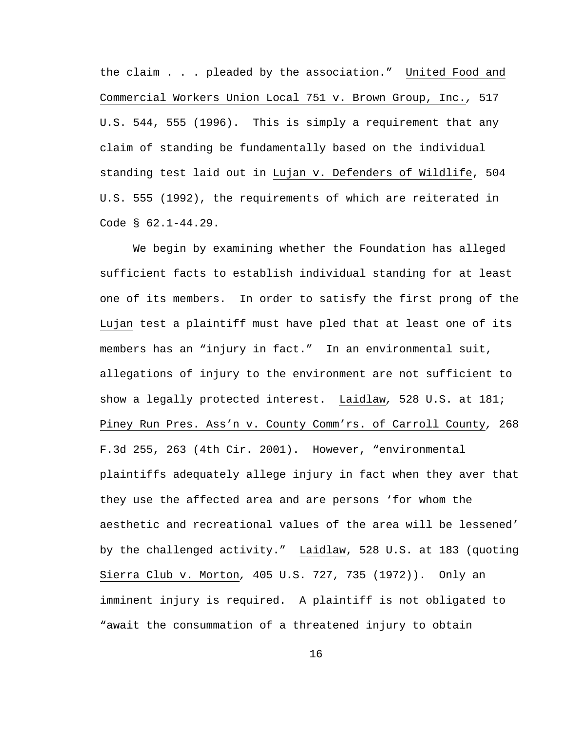the claim . . . pleaded by the association." United Food and Commercial Workers Union Local 751 v. Brown Group, Inc., 517 U.S. 544, 555 (1996). This is simply a requirement that any claim of standing be fundamentally based on the individual standing test laid out in Lujan v. Defenders of Wildlife, 504 U.S. 555 (1992), the requirements of which are reiterated in Code § 62.1-44.29.

We begin by examining whether the Foundation has alleged sufficient facts to establish individual standing for at least one of its members. In order to satisfy the first prong of the Lujan test a plaintiff must have pled that at least one of its members has an "injury in fact." In an environmental suit, allegations of injury to the environment are not sufficient to show a legally protected interest. Laidlaw, 528 U.S. at 181; Piney Run Pres. Ass'n v. County Comm'rs. of Carroll County, 268 F.3d 255, 263 (4th Cir. 2001). However, "environmental plaintiffs adequately allege injury in fact when they aver that they use the affected area and are persons 'for whom the aesthetic and recreational values of the area will be lessened' by the challenged activity." Laidlaw, 528 U.S. at 183 (quoting Sierra Club v. Morton, 405 U.S. 727, 735 (1972)). Only an imminent injury is required. A plaintiff is not obligated to "await the consummation of a threatened injury to obtain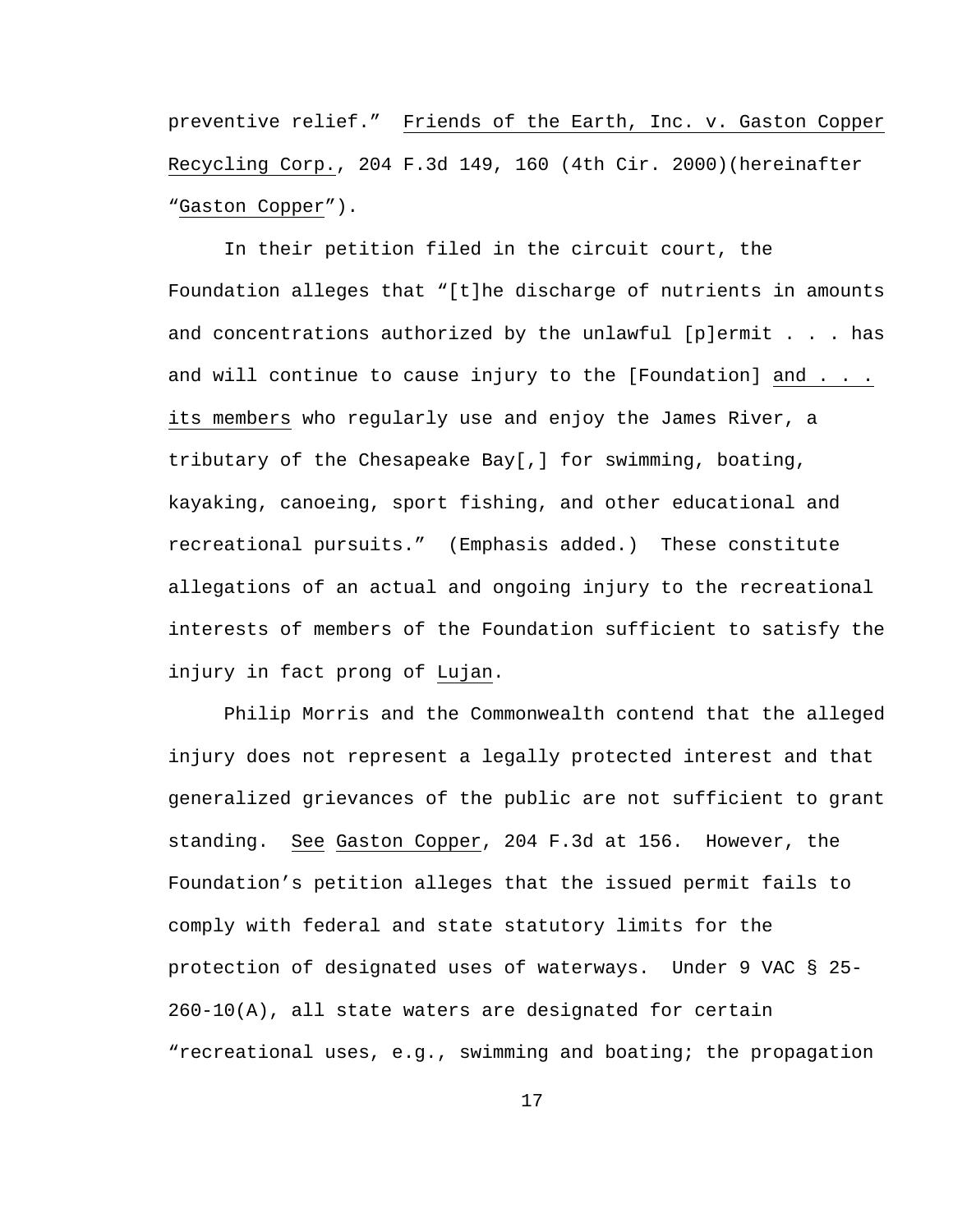preventive relief." Friends of the Earth, Inc. v. Gaston Copper Recycling Corp., 204 F.3d 149, 160 (4th Cir. 2000)(hereinafter "Gaston Copper").

In their petition filed in the circuit court, the Foundation alleges that "[t]he discharge of nutrients in amounts and concentrations authorized by the unlawful [p]ermit . . . has and will continue to cause injury to the [Foundation] and . . . its members who regularly use and enjoy the James River, a tributary of the Chesapeake Bay[,] for swimming, boating, kayaking, canoeing, sport fishing, and other educational and recreational pursuits." (Emphasis added.) These constitute allegations of an actual and ongoing injury to the recreational interests of members of the Foundation sufficient to satisfy the injury in fact prong of Lujan.

Philip Morris and the Commonwealth contend that the alleged injury does not represent a legally protected interest and that generalized grievances of the public are not sufficient to grant standing. See Gaston Copper, 204 F.3d at 156. However, the Foundation's petition alleges that the issued permit fails to comply with federal and state statutory limits for the protection of designated uses of waterways. Under 9 VAC § 25-260-10(A), all state waters are designated for certain "recreational uses, e.g., swimming and boating; the propagation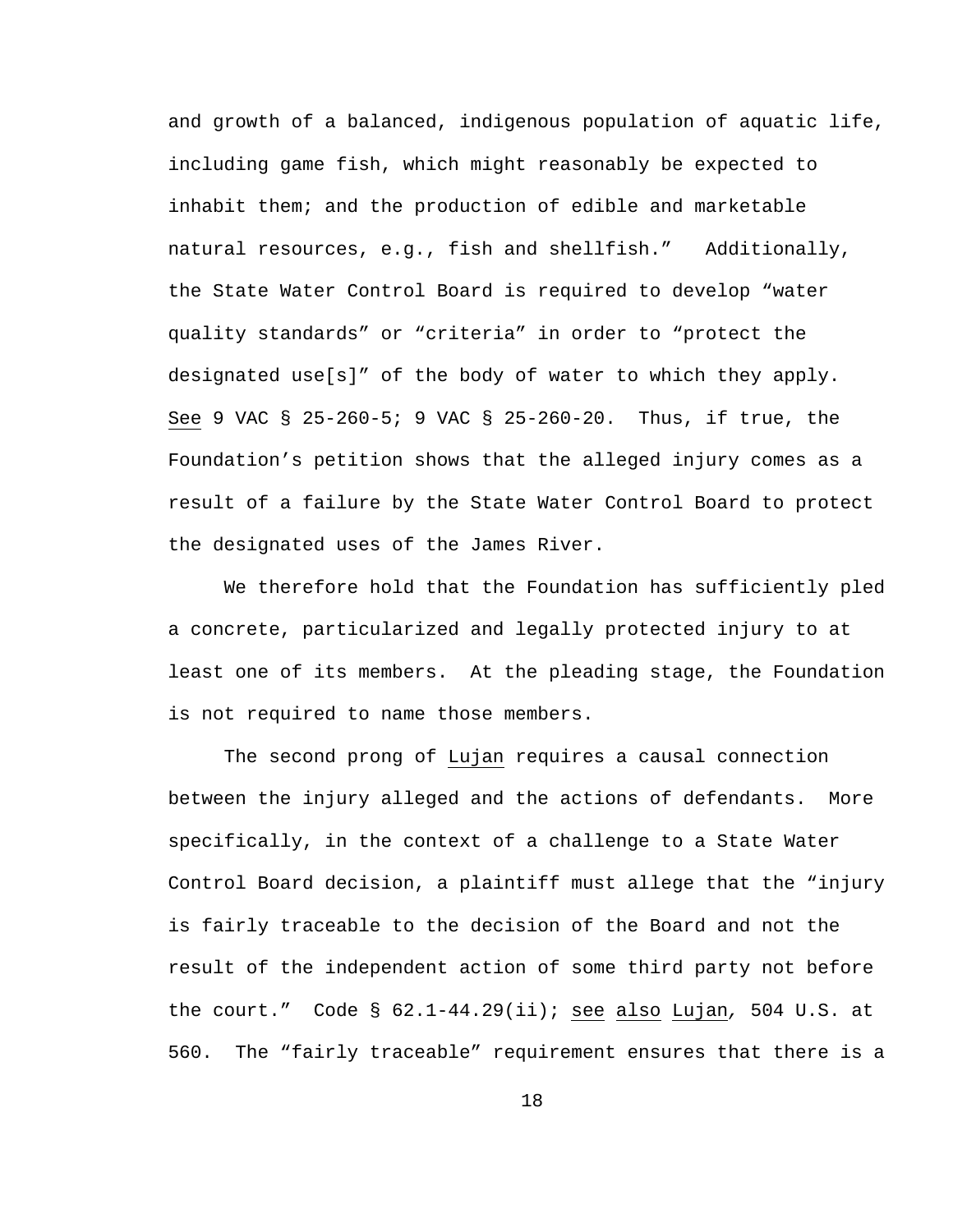and growth of a balanced, indigenous population of aquatic life, including game fish, which might reasonably be expected to inhabit them; and the production of edible and marketable natural resources, e.g., fish and shellfish." Additionally, the State Water Control Board is required to develop "water quality standards" or "criteria" in order to "protect the designated use[s]" of the body of water to which they apply. See 9 VAC § 25-260-5; 9 VAC § 25-260-20. Thus, if true, the Foundation's petition shows that the alleged injury comes as a result of a failure by the State Water Control Board to protect the designated uses of the James River.

We therefore hold that the Foundation has sufficiently pled a concrete, particularized and legally protected injury to at least one of its members. At the pleading stage, the Foundation is not required to name those members.

The second prong of Lujan requires a causal connection between the injury alleged and the actions of defendants. More specifically, in the context of a challenge to a State Water Control Board decision, a plaintiff must allege that the "injury is fairly traceable to the decision of the Board and not the result of the independent action of some third party not before the court." Code § 62.1-44.29(ii); see also Lujan, 504 U.S. at 560. The "fairly traceable" requirement ensures that there is a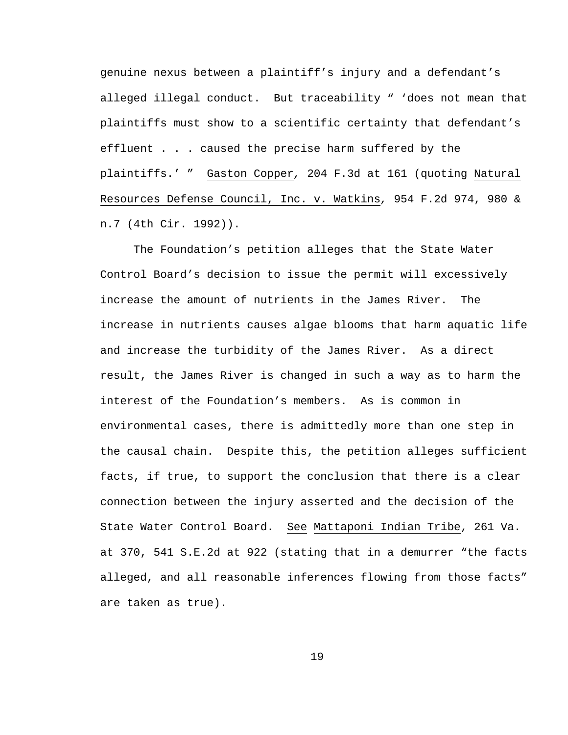genuine nexus between a plaintiff's injury and a defendant's alleged illegal conduct. But traceability " 'does not mean that plaintiffs must show to a scientific certainty that defendant's effluent . . . caused the precise harm suffered by the plaintiffs.' " Gaston Copper, 204 F.3d at 161 (quoting Natural Resources Defense Council, Inc. v. Watkins, 954 F.2d 974, 980 & n.7 (4th Cir. 1992)).

The Foundation's petition alleges that the State Water Control Board's decision to issue the permit will excessively increase the amount of nutrients in the James River. The increase in nutrients causes algae blooms that harm aquatic life and increase the turbidity of the James River. As a direct result, the James River is changed in such a way as to harm the interest of the Foundation's members. As is common in environmental cases, there is admittedly more than one step in the causal chain. Despite this, the petition alleges sufficient facts, if true, to support the conclusion that there is a clear connection between the injury asserted and the decision of the State Water Control Board. See Mattaponi Indian Tribe, 261 Va. at 370, 541 S.E.2d at 922 (stating that in a demurrer "the facts alleged, and all reasonable inferences flowing from those facts" are taken as true).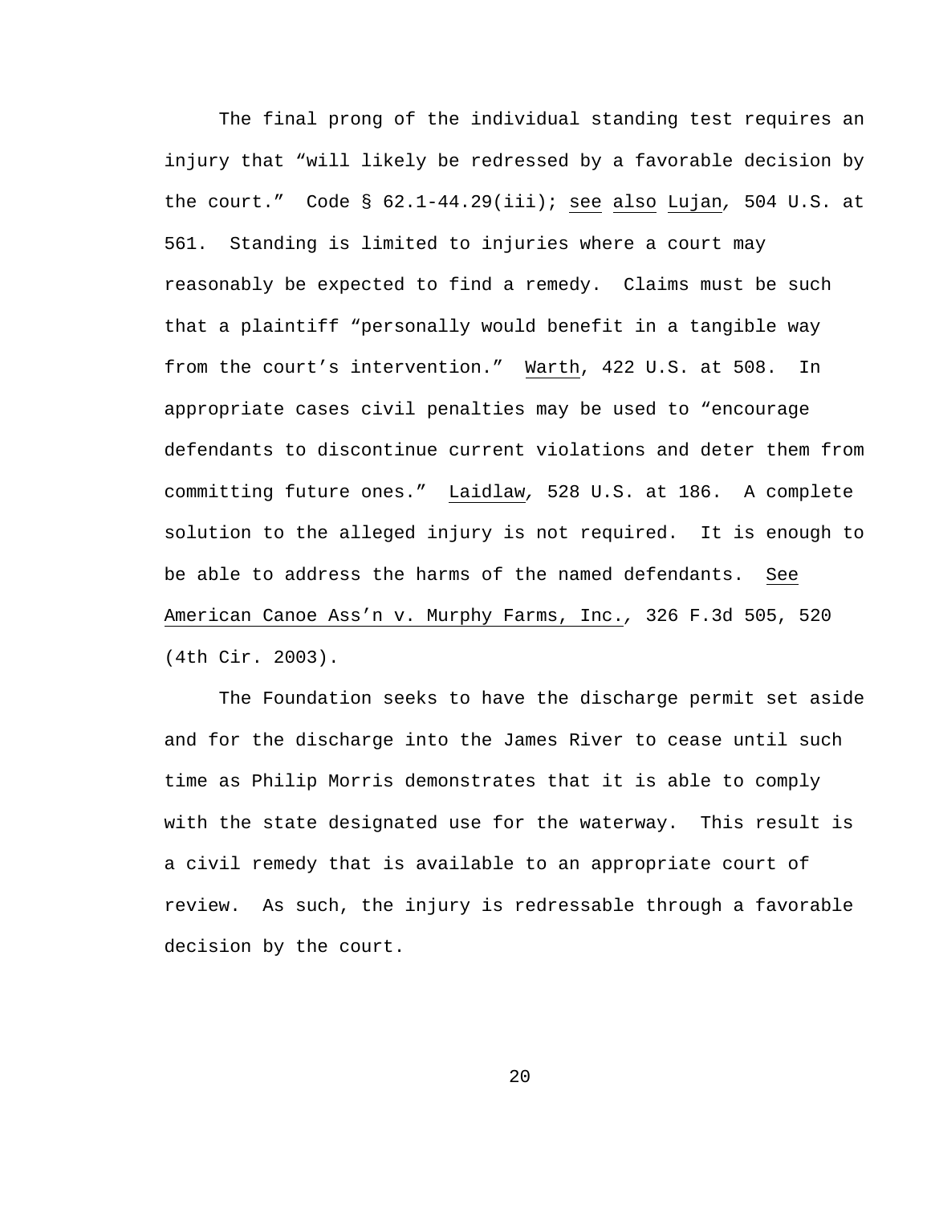The final prong of the individual standing test requires an injury that "will likely be redressed by a favorable decision by the court." Code § 62.1-44.29(iii); see also *Lujan*, 504 U.S. at 561. Standing is limited to injuries where a court may reasonably be expected to find a remedy. Claims must be such that a plaintiff "personally would benefit in a tangible way from the court's intervention." Warth, 422 U.S. at 508. In appropriate cases civil penalties may be used to "encourage defendants to discontinue current violations and deter them from committing future ones." Laidlaw, 528 U.S. at 186. A complete solution to the alleged injury is not required. It is enough to be able to address the harms of the named defendants. See American Canoe Ass'n v. Murphy Farms, Inc., 326 F.3d 505, 520 (4th Cir. 2003).

The Foundation seeks to have the discharge permit set aside and for the discharge into the James River to cease until such time as Philip Morris demonstrates that it is able to comply with the state designated use for the waterway. This result is a civil remedy that is available to an appropriate court of review. As such, the injury is redressable through a favorable decision by the court.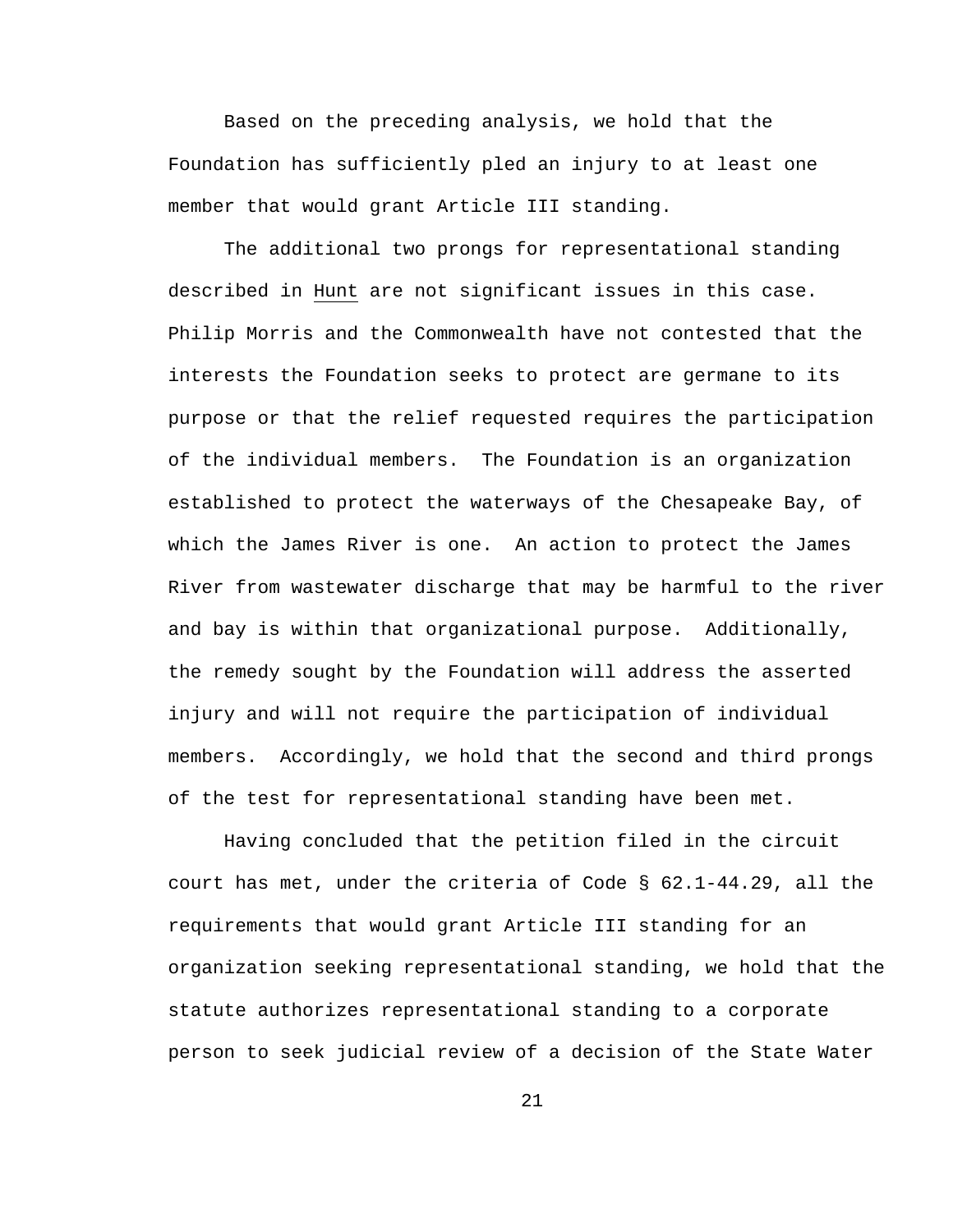Based on the preceding analysis, we hold that the Foundation has sufficiently pled an injury to at least one member that would grant Article III standing.

The additional two prongs for representational standing described in Hunt are not significant issues in this case. Philip Morris and the Commonwealth have not contested that the interests the Foundation seeks to protect are germane to its purpose or that the relief requested requires the participation of the individual members. The Foundation is an organization established to protect the waterways of the Chesapeake Bay, of which the James River is one. An action to protect the James River from wastewater discharge that may be harmful to the river and bay is within that organizational purpose. Additionally, the remedy sought by the Foundation will address the asserted injury and will not require the participation of individual members. Accordingly, we hold that the second and third prongs of the test for representational standing have been met.

Having concluded that the petition filed in the circuit court has met, under the criteria of Code § 62.1-44.29, all the requirements that would grant Article III standing for an organization seeking representational standing, we hold that the statute authorizes representational standing to a corporate person to seek judicial review of a decision of the State Water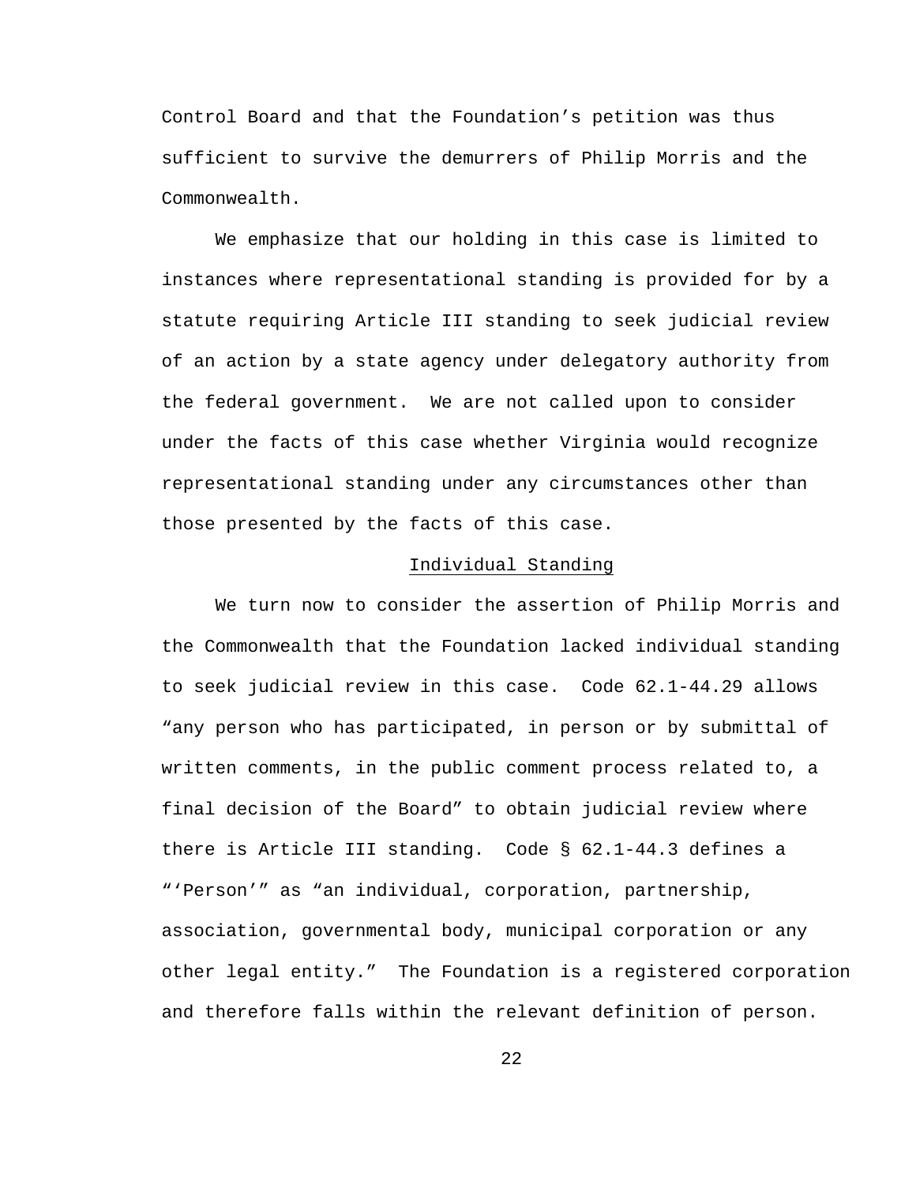Control Board and that the Foundation's petition was thus sufficient to survive the demurrers of Philip Morris and the Commonwealth.

We emphasize that our holding in this case is limited to instances where representational standing is provided for by a statute requiring Article III standing to seek judicial review of an action by a state agency under delegatory authority from the federal government. We are not called upon to consider under the facts of this case whether Virginia would recognize representational standing under any circumstances other than those presented by the facts of this case.

<u>Individual Standing</u>

We turn now to consider the assertion of Philip Morris and the Commonwealth that the Foundation lacked individual standing to seek judicial review in this case. Code 62.1-44.29 allows "any person who has participated, in person or by submittal of written comments, in the public comment process related to, a final decision of the Board" to obtain judicial review where there is Article III standing. Code § 62.1-44.3 defines a "'Person'" as "an individual, corporation, partnership, association, governmental body, municipal corporation or any other legal entity." The Foundation is a registered corporation and therefore falls within the relevant definition of person.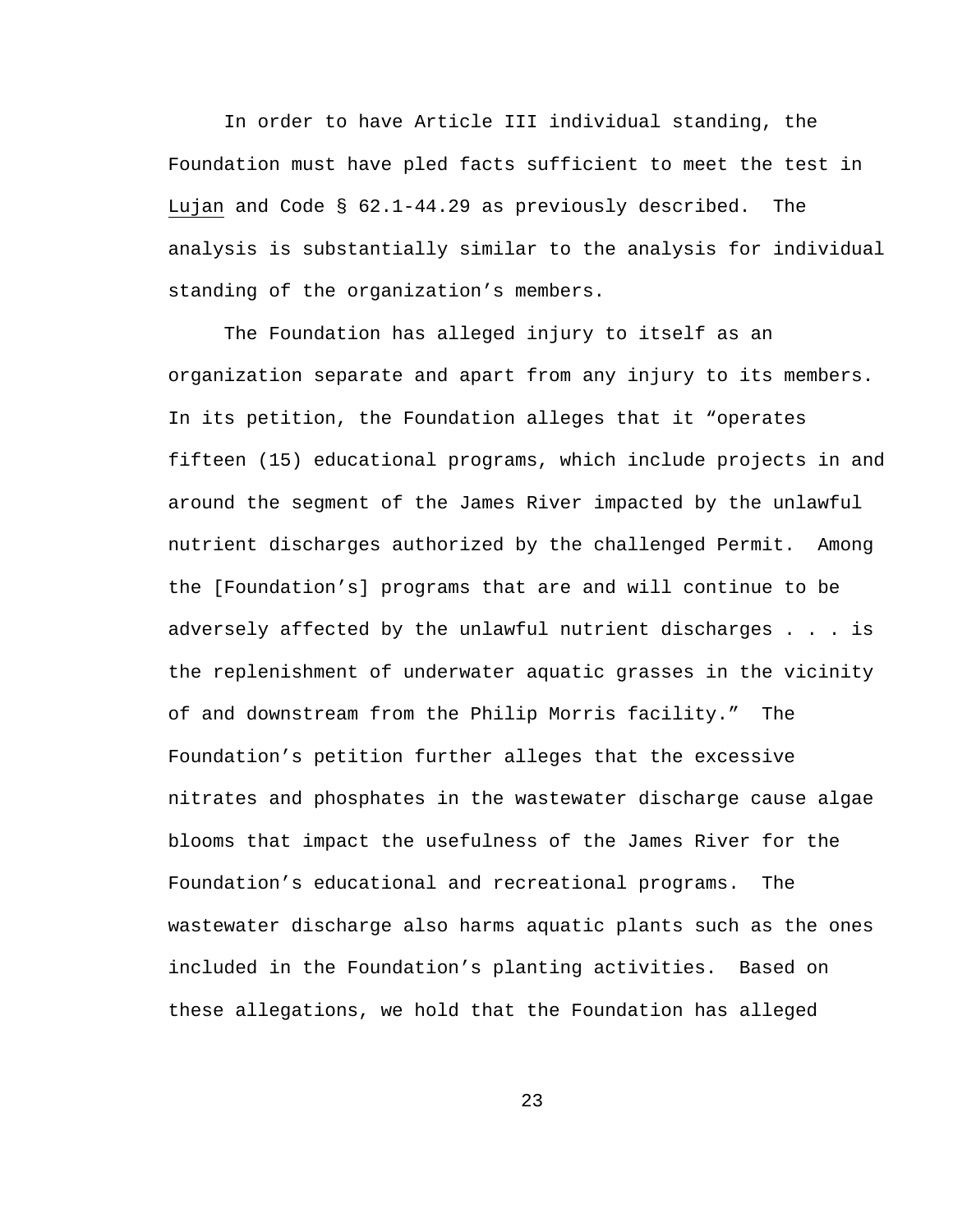In order to have Article III individual standing, the Foundation must have pled facts sufficient to meet the test in Lujan and Code § 62.1-44.29 as previously described. The analysis is substantially similar to the analysis for individual standing of the organization's members.

The Foundation has alleged injury to itself as an organization separate and apart from any injury to its members. In its petition, the Foundation alleges that it "operates fifteen (15) educational programs, which include projects in and around the segment of the James River impacted by the unlawful nutrient discharges authorized by the challenged Permit. Among the [Foundation's] programs that are and will continue to be adversely affected by the unlawful nutrient discharges . . . is the replenishment of underwater aquatic grasses in the vicinity of and downstream from the Philip Morris facility." The Foundation's petition further alleges that the excessive nitrates and phosphates in the wastewater discharge cause algae blooms that impact the usefulness of the James River for the Foundation's educational and recreational programs. The wastewater discharge also harms aquatic plants such as the ones included in the Foundation's planting activities. Based on these allegations, we hold that the Foundation has alleged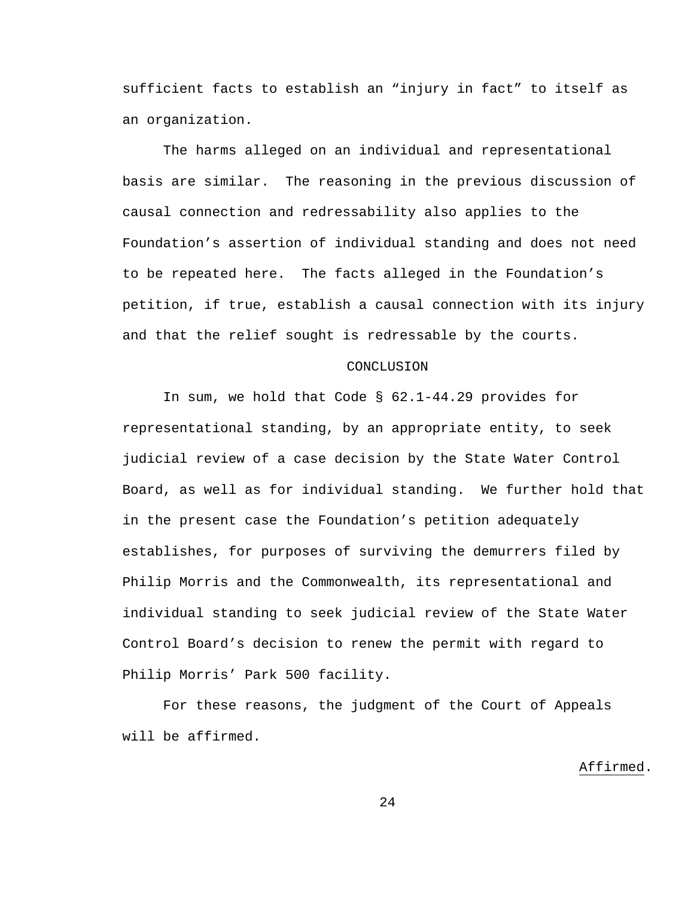sufficient facts to establish an "injury in fact" to itself as an organization.

The harms alleged on an individual and representational basis are similar. The reasoning in the previous discussion of causal connection and redressability also applies to the Foundation's assertion of individual standing and does not need to be repeated here. The facts alleged in the Foundation's petition, if true, establish a causal connection with its injury and that the relief sought is redressable by the courts.

## CONCLUSION

In sum, we hold that Code § 62.1-44.29 provides for representational standing, by an appropriate entity, to seek judicial review of a case decision by the State Water Control Board, as well as for individual standing. We further hold that in the present case the Foundation's petition adequately establishes, for purposes of surviving the demurrers filed by Philip Morris and the Commonwealth, its representational and individual standing to seek judicial review of the State Water Control Board's decision to renew the permit with regard to Philip Morris' Park 500 facility.

For these reasons, the judgment of the Court of Appeals will be affirmed.

Affirmed.